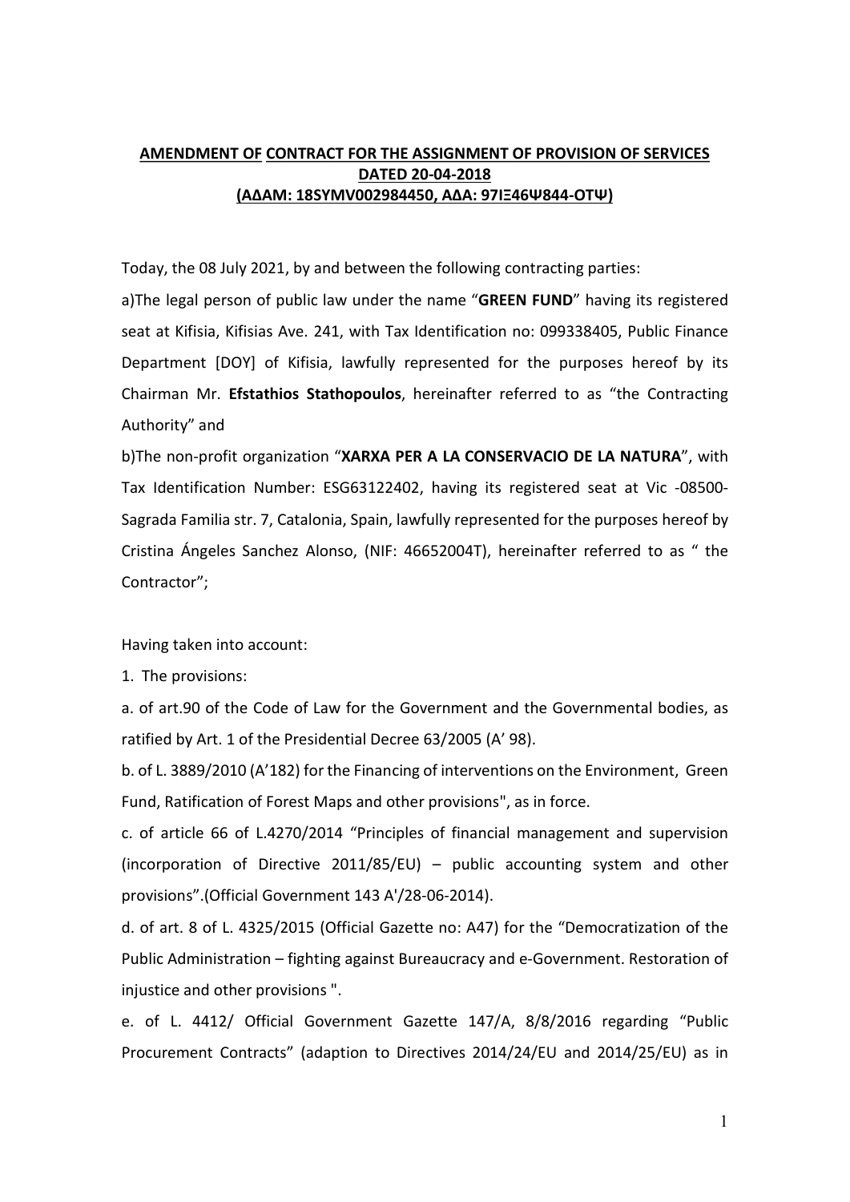**AMENDMENT OF CONTRACT FOR THE ASSIGNMENT OF PROVISION OF SERVICES DATED 20-04-2018 (ΑΔΑΜ: 18SYMV002984450, ΑΔΑ: 97ΙΞ46Ψ844-ΟΤΨ)**

Today, the 08 July 2021, by and between the following contracting parties:

a)The legal person of public law under the name "**GREEN FUND**" having its registered seat at Kifisia, Kifisias Ave. 241, with Tax Identification no: 099338405, Public Finance Department [DOY] of Kifisia, lawfully represented for the purposes hereof by its Chairman Mr. **Efstathios Stathopoulos**, hereinafter referred to as "the Contracting Authority" and

b)The non-profit organization "**XARXA PER A LA CONSERVACIO DE LA NATURA**", with Tax Identification Number: ESG63122402, having its registered seat at Vic -08500- Sagrada Familia str. 7, Catalonia, Spain, lawfully represented for the purposes hereof by Cristina Ángeles Sanchez Alonso, (NIF: 46652004T), hereinafter referred to as " the Contractor";

Having taken into account:

1. The provisions:

a. of art.90 of the Code of Law for the Government and the Governmental bodies, as ratified by Art. 1 of the Presidential Decree 63/2005 (A' 98).

b. of L. 3889/2010 (A'182) for the Financing of interventions on the Environment, Green Fund, Ratification of Forest Maps and other provisions", as in force.

c. of article 66 of L.4270/2014 "Principles of financial management and supervision (incorporation of Directive 2011/85/EU) – public accounting system and other provisions".(Official Government 143 A'/28-06-2014).

d. of art. 8 of L. 4325/2015 (Official Gazette no: A47) for the "Democratization of the Public Administration – fighting against Bureaucracy and e-Government. Restoration of injustice and other provisions ".

e. of L. 4412/ Official Government Gazette 147/A, 8/8/2016 regarding "Public Procurement Contracts" (adaption to Directives 2014/24/EU and 2014/25/EU) as in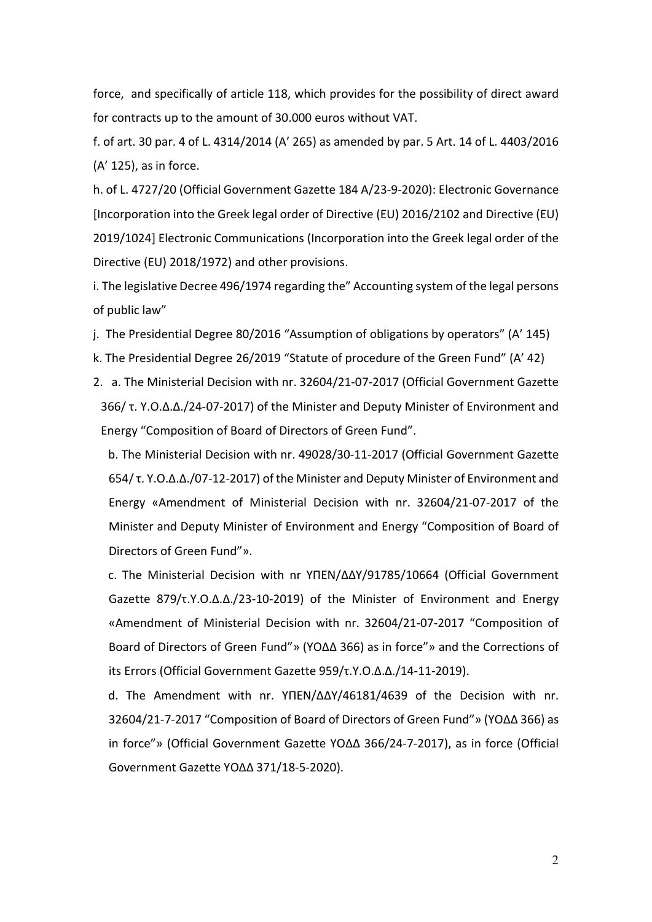force, and specifically of article 118, which provides for the possibility of direct award for contracts up to the amount of 30.000 euros without VAT.

f. of art. 30 par. 4 of L. 4314/2014 (A' 265) as amended by par. 5 Art. 14 of L. 4403/2016 (A' 125), as in force.

h. of L. 4727/20 (Official Government Gazette 184 A/23-9-2020): Electronic Governance [Incorporation into the Greek legal order of Directive (EU) 2016/2102 and Directive (EU) 2019/1024] Electronic Communications (Incorporation into the Greek legal order of the Directive (EU) 2018/1972) and other provisions.

i. The legislative Decree 496/1974 regarding the" Accounting system of the legal persons of public law"

j. The Presidential Degree 80/2016 "Assumption of obligations by operators" (A' 145)

k. The Presidential Degree 26/2019 "Statute of procedure of the Green Fund" (A' 42)

2. a. The Ministerial Decision with nr. 32604/21-07-2017 (Official Government Gazette 366/ τ. Υ.Ο.Δ.Δ./24-07-2017) of the Minister and Deputy Minister of Environment and Energy "Composition of Board of Directors of Green Fund".

   b. The Ministerial Decision with nr. 49028/30-11-2017 (Official Government Gazette 654/ τ. Υ.Ο.Δ.Δ./07-12-2017) of the Minister and Deputy Minister of Environment and Energy «Amendment of Ministerial Decision with nr. 32604/21-07-2017 of the Minister and Deputy Minister of Environment and Energy "Composition of Board of Directors of Green Fund"».

   c. The Ministerial Decision with nr ΥΠΕΝ/ΔΔΥ/91785/10664 (Official Government Gazette 879/τ.Υ.Ο.Δ.Δ./23-10-2019) of the Minister of Environment and Energy «Amendment of Ministerial Decision with nr. 32604/21-07-2017 "Composition of Board of Directors of Green Fund"» (ΥΟΔΔ 366) as in force"» and the Corrections of its Errors (Official Government Gazette 959/τ.Υ.Ο.Δ.Δ./14-11-2019).

   d. The Amendment with nr. ΥΠΕΝ/ΔΔΥ/46181/4639 of the Decision with nr. 32604/21-7-2017 "Composition of Board of Directors of Green Fund"» (ΥΟΔΔ 366) as in force"» (Official Government Gazette ΥΟΔΔ 366/24-7-2017), as in force (Official Government Gazette ΥΟΔΔ 371/18-5-2020).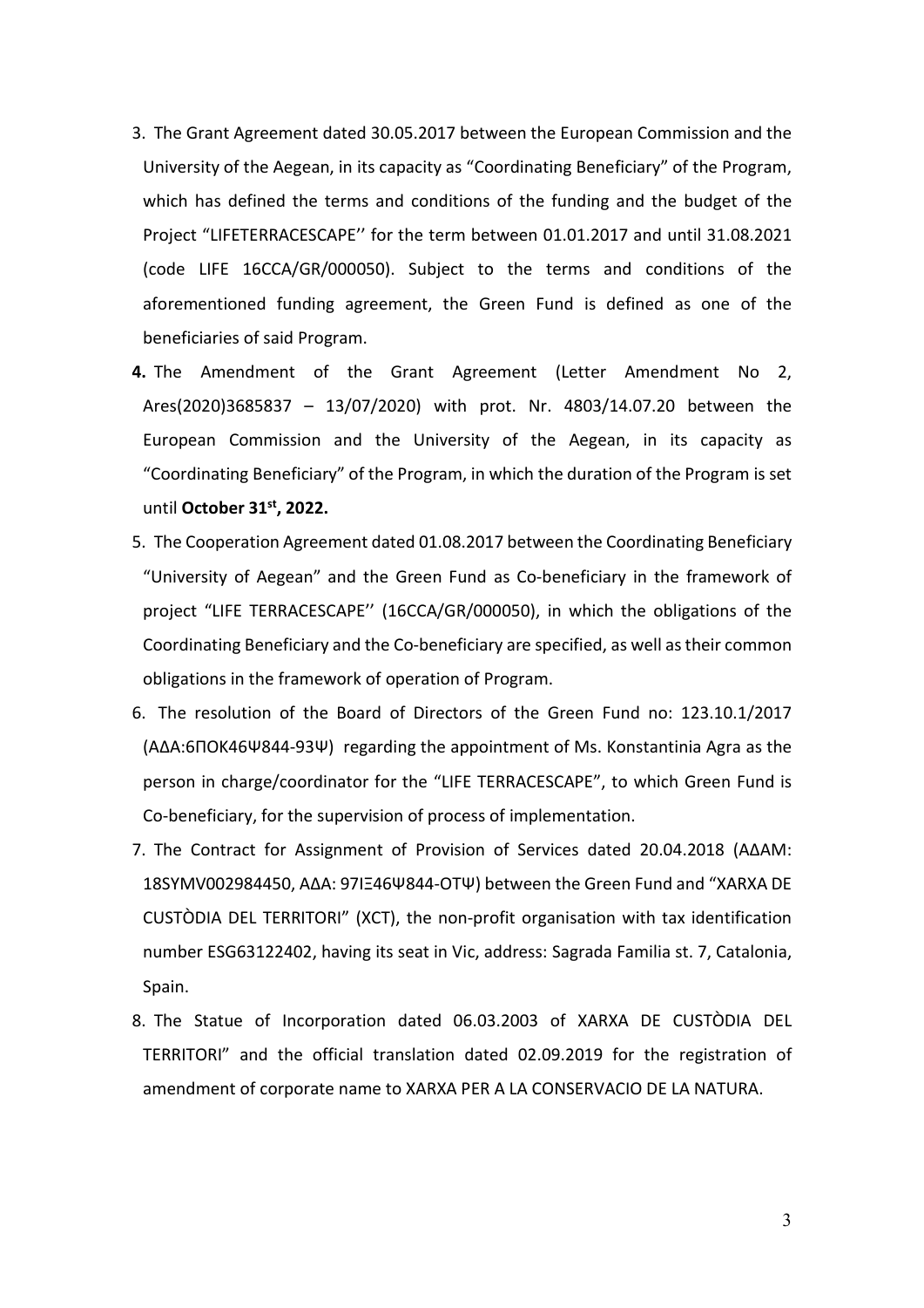3. The Grant Agreement dated 30.05.2017 between the European Commission and the University of the Aegean, in its capacity as "Coordinating Beneficiary" of the Program, which has defined the terms and conditions of the funding and the budget of the Project "LIFETERRACESCAPE'' for the term between 01.01.2017 and until 31.08.2021 (code LIFE 16CCA/GR/000050). Subject to the terms and conditions of the aforementioned funding agreement, the Green Fund is defined as one of the beneficiaries of said Program.
4. The Amendment of the Grant Agreement (Letter Amendment No 2, Ares(2020)3685837 – 13/07/2020) with prot. Nr. 4803/14.07.20 between the European Commission and the University of the Aegean, in its capacity as "Coordinating Beneficiary" of the Program, in which the duration of the Program is set until **October 31st, 2022.**
5. The Cooperation Agreement dated 01.08.2017 between the Coordinating Beneficiary "University of Aegean" and the Green Fund as Co-beneficiary in the framework of project "LIFE TERRACESCAPE'' (16CCA/GR/000050), in which the obligations of the Coordinating Beneficiary and the Co-beneficiary are specified, as well as their common obligations in the framework of operation of Program.
6. The resolution of the Board of Directors of the Green Fund no: 123.10.1/2017 (ΑΔΑ:6ΠΟΚ46Ψ844-93Ψ) regarding the appointment of Ms. Konstantinia Agra as the person in charge/coordinator for the "LIFE TERRACESCAPE", to which Green Fund is Co-beneficiary, for the supervision of process of implementation.
7. The Contract for Assignment of Provision of Services dated 20.04.2018 (ΑΔΑΜ: 18SYMV002984450, ΑΔΑ: 97ΙΞ46Ψ844-ΟΤΨ) between the Green Fund and "XARXA DE CUSTÒDIA DEL TERRITORI" (XCT), the non-profit organisation with tax identification number ESG63122402, having its seat in Vic, address: Sagrada Familia st. 7, Catalonia, Spain.
8. The Statue of Incorporation dated 06.03.2003 of XARXA DE CUSTÒDIA DEL TERRITORI" and the official translation dated 02.09.2019 for the registration of amendment of corporate name to XARXA PER A LA CONSERVACIO DE LA NATURA.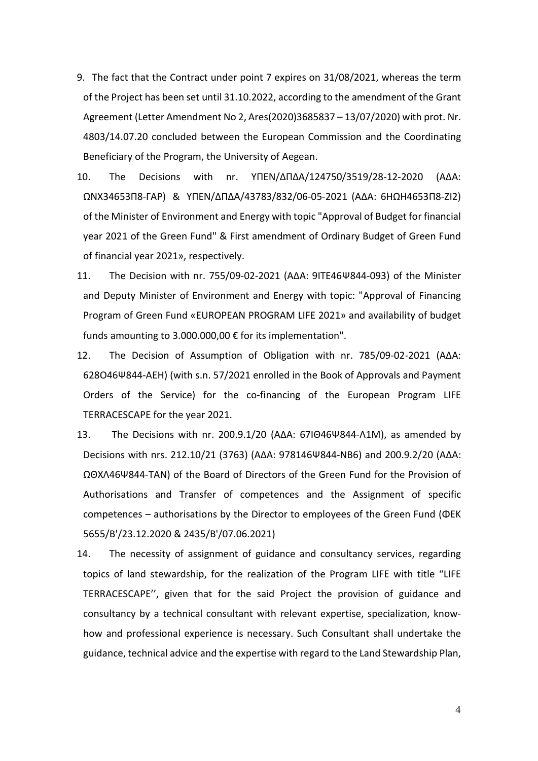9. The fact that the Contract under point 7 expires on 31/08/2021, whereas the term of the Project has been set until 31.10.2022, according to the amendment of the Grant Agreement (Letter Amendment No 2, Ares(2020)3685837 – 13/07/2020) with prot. Nr. 4803/14.07.20 concluded between the European Commission and the Coordinating Beneficiary of the Program, the University of Aegean.

10. The Decisions with nr. ΥΠΕΝ/ΔΠΔΑ/124750/3519/28-12-2020 (ΑΔΑ: ΩΝΧ34653Π8-ΓΑΡ) & ΥΠΕΝ/ΔΠΔΑ/43783/832/06-05-2021 (ΑΔΑ: 6ΗΩΗ4653Π8-ΖΙ2) of the Minister of Environment and Energy with topic "Approval of Budget for financial year 2021 of the Green Fund" & First amendment of Ordinary Budget of Green Fund of financial year 2021», respectively.

11. The Decision with nr. 755/09-02-2021 (ΑΔΑ: 9ΙΤΕ46Ψ844-093) of the Minister and Deputy Minister of Environment and Energy with topic: "Approval of Financing Program of Green Fund «EUROPEAN PROGRAM LIFE 2021» and availability of budget funds amounting to 3.000.000,00 € for its implementation".

12. The Decision of Assumption of Obligation with nr. 785/09-02-2021 (ΑΔΑ: 628Ο46Ψ844-ΑΕΗ) (with s.n. 57/2021 enrolled in the Book of Approvals and Payment Orders of the Service) for the co-financing of the European Program LIFE TERRACESCAPE for the year 2021.

13. The Decisions with nr. 200.9.1/20 (ΑΔΑ: 67ΙΘ46Ψ844-Λ1Μ), as amended by Decisions with nrs. 212.10/21 (3763) (ΑΔΑ: 978146Ψ844-ΝΒ6) and 200.9.2/20 (ΑΔΑ: ΩΘΧΛ46Ψ844-ΤΑΝ) of the Board of Directors of the Green Fund for the Provision of Authorisations and Transfer of competences and the Assignment of specific competences – authorisations by the Director to employees of the Green Fund (ΦΕΚ 5655/Β'/23.12.2020 & 2435/Β'/07.06.2021)

14. The necessity of assignment of guidance and consultancy services, regarding topics of land stewardship, for the realization of the Program LIFE with title "LIFE TERRACESCAPE'', given that for the said Project the provision of guidance and consultancy by a technical consultant with relevant expertise, specialization, know-how and professional experience is necessary. Such Consultant shall undertake the guidance, technical advice and the expertise with regard to the Land Stewardship Plan,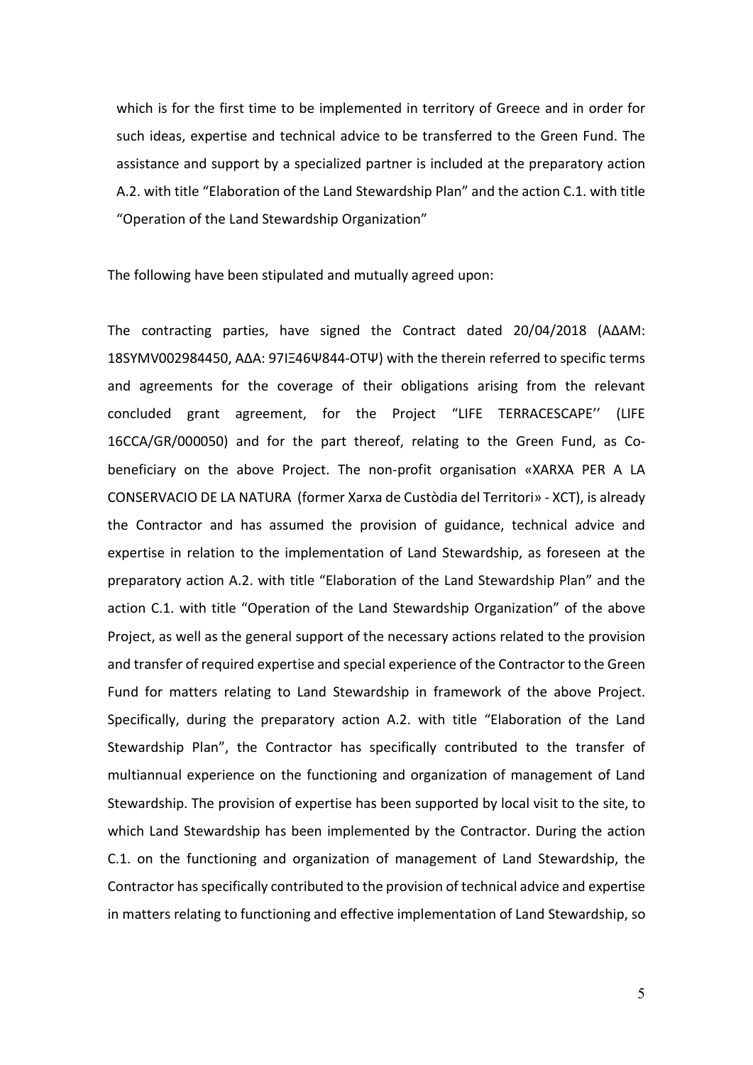which is for the first time to be implemented in territory of Greece and in order for such ideas, expertise and technical advice to be transferred to the Green Fund. The assistance and support by a specialized partner is included at the preparatory action A.2. with title "Elaboration of the Land Stewardship Plan" and the action C.1. with title "Operation of the Land Stewardship Organization"

The following have been stipulated and mutually agreed upon:

The contracting parties, have signed the Contract dated 20/04/2018 (ΑΔΑΜ: 18SYMV002984450, ΑΔΑ: 97ΙΞ46Ψ844-ΟΤΨ) with the therein referred to specific terms and agreements for the coverage of their obligations arising from the relevant concluded grant agreement, for the Project "LIFE TERRACESCAPE'' (LIFE 16CCA/GR/000050) and for the part thereof, relating to the Green Fund, as Co-beneficiary on the above Project. The non-profit organisation «XARXA PER A LA CONSERVACIO DE LA NATURA (former Xarxa de Custòdia del Territori» - XCT), is already the Contractor and has assumed the provision of guidance, technical advice and expertise in relation to the implementation of Land Stewardship, as foreseen at the preparatory action A.2. with title "Elaboration of the Land Stewardship Plan" and the action C.1. with title "Operation of the Land Stewardship Organization" of the above Project, as well as the general support of the necessary actions related to the provision and transfer of required expertise and special experience of the Contractor to the Green Fund for matters relating to Land Stewardship in framework of the above Project. Specifically, during the preparatory action A.2. with title "Elaboration of the Land Stewardship Plan", the Contractor has specifically contributed to the transfer of multiannual experience on the functioning and organization of management of Land Stewardship. The provision of expertise has been supported by local visit to the site, to which Land Stewardship has been implemented by the Contractor. During the action C.1. on the functioning and organization of management of Land Stewardship, the Contractor has specifically contributed to the provision of technical advice and expertise in matters relating to functioning and effective implementation of Land Stewardship, so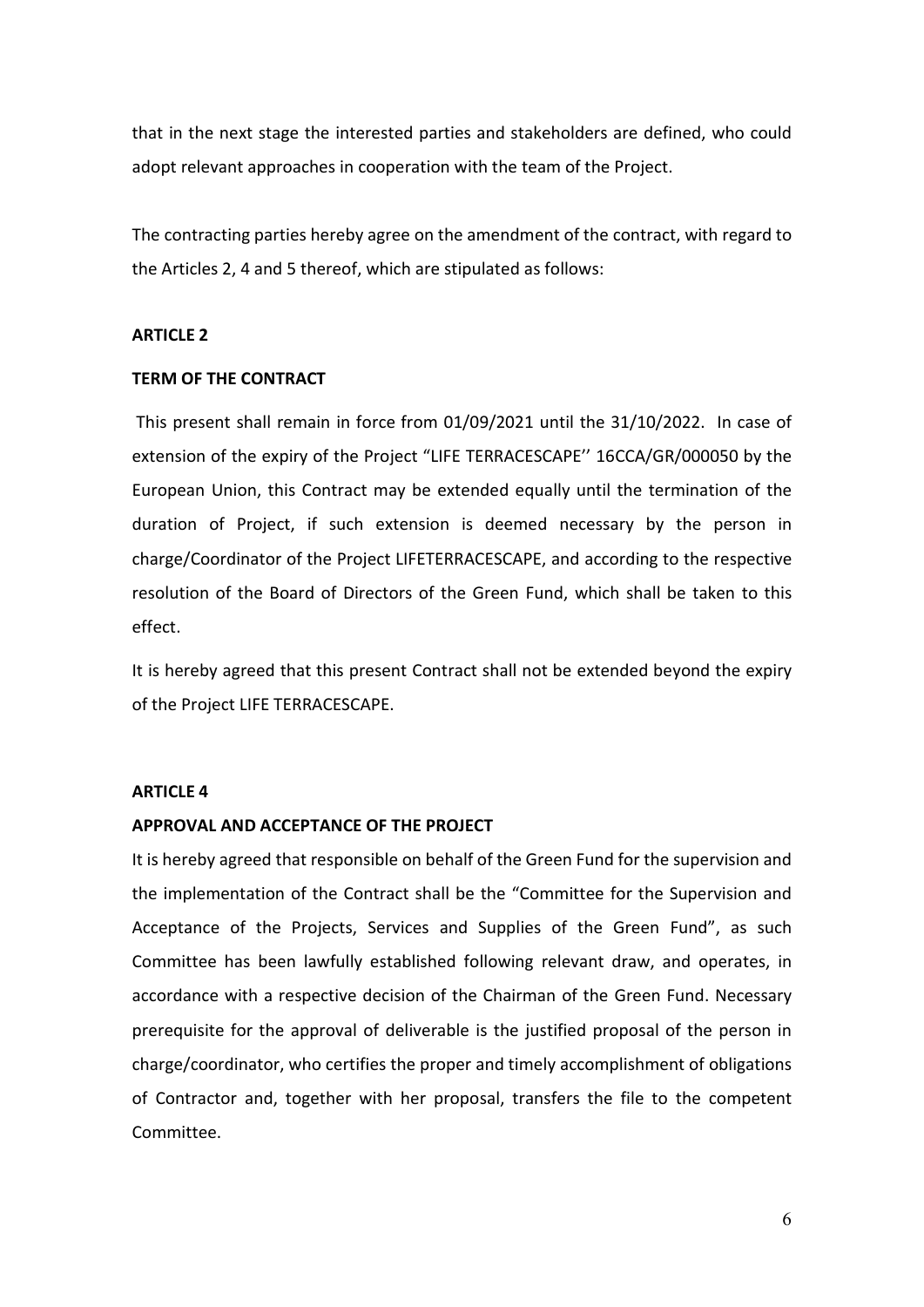that in the next stage the interested parties and stakeholders are defined, who could adopt relevant approaches in cooperation with the team of the Project.

The contracting parties hereby agree on the amendment of the contract, with regard to the Articles 2, 4 and 5 thereof, which are stipulated as follows:

**ARTICLE 2**

**TERM OF THE CONTRACT**

This present shall remain in force from 01/09/2021 until the 31/10/2022. In case of extension of the expiry of the Project "LIFE TERRACESCAPE'' 16CCA/GR/000050 by the European Union, this Contract may be extended equally until the termination of the duration of Project, if such extension is deemed necessary by the person in charge/Coordinator of the Project LIFETERRACESCAPE, and according to the respective resolution of the Board of Directors of the Green Fund, which shall be taken to this effect.

It is hereby agreed that this present Contract shall not be extended beyond the expiry of the Project LIFE TERRACESCAPE.

**ARTICLE 4**

**APPROVAL AND ACCEPTANCE OF THE PROJECT**

It is hereby agreed that responsible on behalf of the Green Fund for the supervision and the implementation of the Contract shall be the "Committee for the Supervision and Acceptance of the Projects, Services and Supplies of the Green Fund", as such Committee has been lawfully established following relevant draw, and operates, in accordance with a respective decision of the Chairman of the Green Fund. Necessary prerequisite for the approval of deliverable is the justified proposal of the person in charge/coordinator, who certifies the proper and timely accomplishment of obligations of Contractor and, together with her proposal, transfers the file to the competent Committee.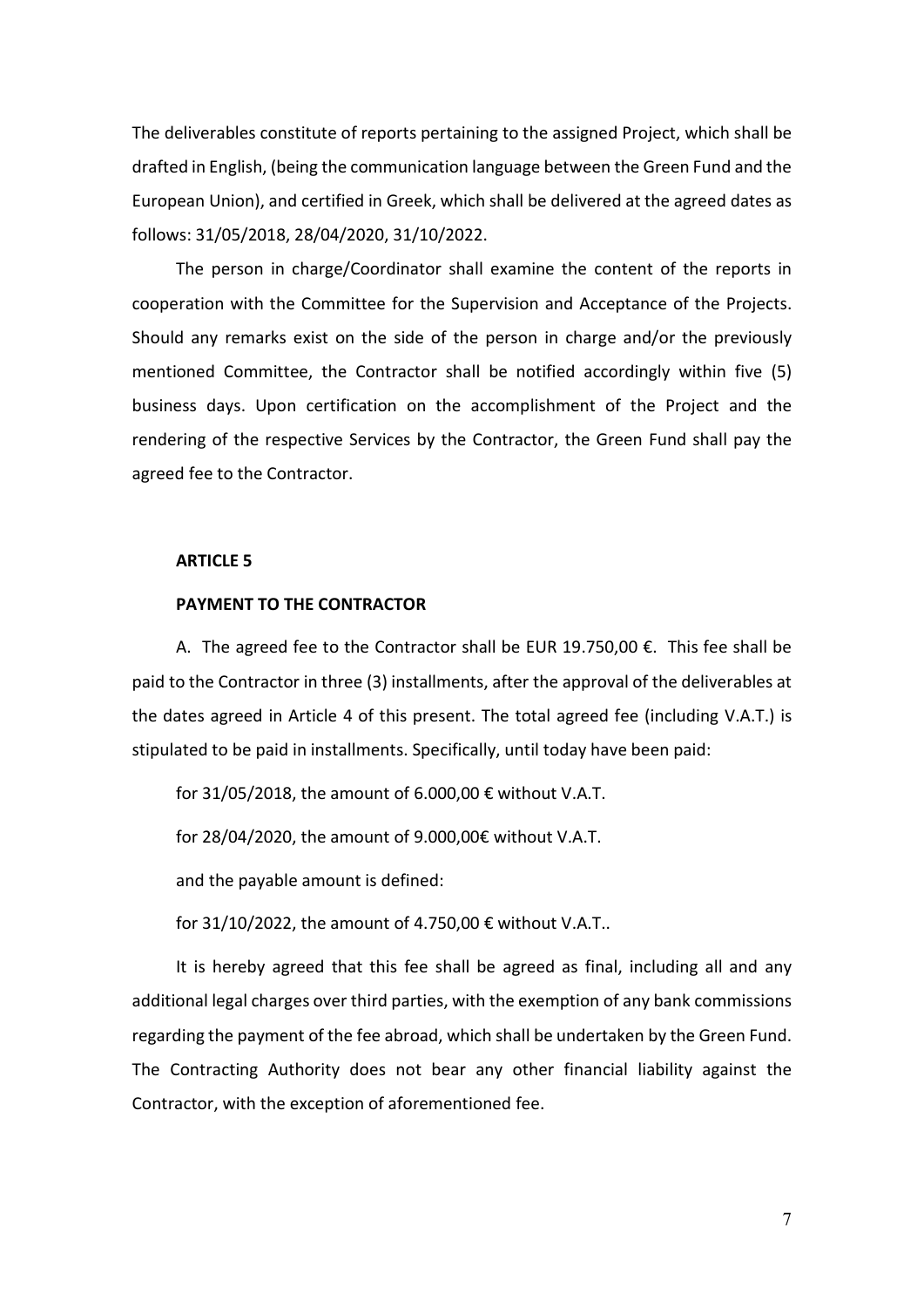The deliverables constitute of reports pertaining to the assigned Project, which shall be drafted in English, (being the communication language between the Green Fund and the European Union), and certified in Greek, which shall be delivered at the agreed dates as follows: 31/05/2018, 28/04/2020, 31/10/2022.

The person in charge/Coordinator shall examine the content of the reports in cooperation with the Committee for the Supervision and Acceptance of the Projects. Should any remarks exist on the side of the person in charge and/or the previously mentioned Committee, the Contractor shall be notified accordingly within five (5) business days. Upon certification on the accomplishment of the Project and the rendering of the respective Services by the Contractor, the Green Fund shall pay the agreed fee to the Contractor.

**ARTICLE 5**

**PAYMENT TO THE CONTRACTOR**

A. The agreed fee to the Contractor shall be EUR 19.750,00 €. This fee shall be paid to the Contractor in three (3) installments, after the approval of the deliverables at the dates agreed in Article 4 of this present. The total agreed fee (including V.A.T.) is stipulated to be paid in installments. Specifically, until today have been paid:

for 31/05/2018, the amount of 6.000,00 € without V.A.T.

for 28/04/2020, the amount of 9.000,00€ without V.A.T.

and the payable amount is defined:

for 31/10/2022, the amount of 4.750,00 € without V.A.T..

It is hereby agreed that this fee shall be agreed as final, including all and any additional legal charges over third parties, with the exemption of any bank commissions regarding the payment of the fee abroad, which shall be undertaken by the Green Fund. The Contracting Authority does not bear any other financial liability against the Contractor, with the exception of aforementioned fee.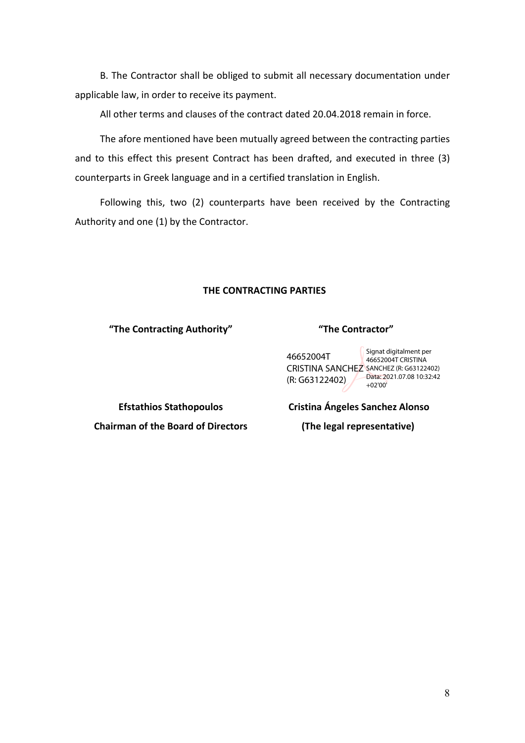B. The Contractor shall be obliged to submit all necessary documentation under applicable law, in order to receive its payment.

All other terms and clauses of the contract dated 20.04.2018 remain in force.

The afore mentioned have been mutually agreed between the contracting parties and to this effect this present Contract has been drafted, and executed in three (3) counterparts in Greek language and in a certified translation in English.

Following this, two (2) counterparts have been received by the Contracting Authority and one (1) by the Contractor.

**THE CONTRACTING PARTIES**

| | |
|---|---|
| **"The Contracting Authority"** | **"The Contractor"** |
| | 46652004T CRISTINA SANCHEZ (R: G63122402) Signat digitalment per 46652004T CRISTINA SANCHEZ (R: G63122402) Data: 2021.07.08 10:32:42 +02'00' |
| **Efstathios Stathopoulos** | **Cristina Ángeles Sanchez Alonso** |
| **Chairman of the Board of Directors** | **(The legal representative)** |